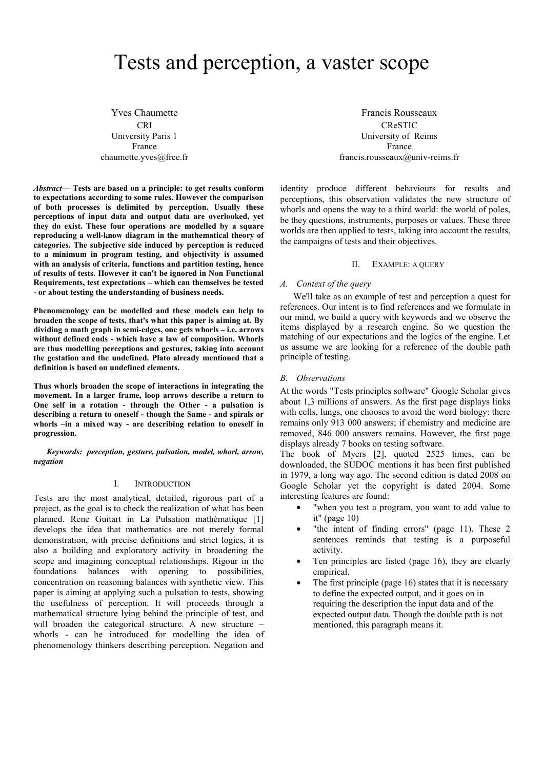# Tests and perception, a vaster scope

Yves Chaumette
CRI
University Paris 1
France
chaumette.yves@free.fr

Francis Rousseaux
CReSTIC
University of Reims
France
francis.rousseaux@univ-reims.fr

***Abstract*— Tests are based on a principle: to get results conform to expectations according to some rules. However the comparison of both processes is delimited by perception. Usually these perceptions of input data and output data are overlooked, yet they do exist. These four operations are modelled by a square reproducing a well-know diagram in the mathematical theory of categories. The subjective side induced by perception is reduced to a minimum in program testing, and objectivity is assumed with an analysis of criteria, functions and partition testing, hence of results of tests. However it can't be ignored in Non Functional Requirements, test expectations – which can themselves be tested - or about testing the understanding of business needs.**

**Phenomenology can be modelled and these models can help to broaden the scope of tests, that's what this paper is aiming at. By dividing a math graph in semi-edges, one gets whorls – i.e. arrows without defined ends - which have a law of composition. Whorls are thus modelling perceptions and gestures, taking into account the gestation and the undefined. Plato already mentioned that a definition is based on undefined elements.**

**Thus whorls broaden the scope of interactions in integrating the movement. In a larger frame, loop arrows describe a return to One self in a rotation - through the Other - a pulsation is describing a return to oneself - though the Same - and spirals or whorls –in a mixed way - are describing relation to oneself in progression.**

***Keywords: perception, gesture, pulsation, model, whorl, arrow, negation***

## I. Introduction

Tests are the most analytical, detailed, rigorous part of a project, as the goal is to check the realization of what has been planned. Rene Guitart in La Pulsation mathématique [1] develops the idea that mathematics are not merely formal demonstration, with precise definitions and strict logics, it is also a building and exploratory activity in broadening the scope and imagining conceptual relationships. Rigour in the foundations balances with opening to possibilities, concentration on reasoning balances with synthetic view. This paper is aiming at applying such a pulsation to tests, showing the usefulness of perception. It will proceeds through a mathematical structure lying behind the principle of test, and will broaden the categorical structure. A new structure – whorls - can be introduced for modelling the idea of phenomenology thinkers describing perception. Negation and identity produce different behaviours for results and perceptions, this observation validates the new structure of whorls and opens the way to a third world: the world of poles, be they questions, instruments, purposes or values. These three worlds are then applied to tests, taking into account the results, the campaigns of tests and their objectives.

## II. Example: a query

### A. Context of the query

We'll take as an example of test and perception a quest for references. Our intent is to find references and we formulate in our mind, we build a query with keywords and we observe the items displayed by a research engine. So we question the matching of our expectations and the logics of the engine. Let us assume we are looking for a reference of the double path principle of testing.

### B. Observations

At the words "Tests principles software" Google Scholar gives about 1,3 millions of answers. As the first page displays links with cells, lungs, one chooses to avoid the word biology: there remains only 913 000 answers; if chemistry and medicine are removed, 846 000 answers remains. However, the first page displays already 7 books on testing software.

The book of Myers [2], quoted 2525 times, can be downloaded, the SUDOC mentions it has been first published in 1979, a long way ago. The second edition is dated 2008 on Google Scholar yet the copyright is dated 2004. Some interesting features are found:

- "when you test a program, you want to add value to it" (page 10)
- "the intent of finding errors" (page 11). These 2 sentences reminds that testing is a purposeful activity.
- Ten principles are listed (page 16), they are clearly empirical.
- The first principle (page 16) states that it is necessary to define the expected output, and it goes on in requiring the description the input data and of the expected output data. Though the double path is not mentioned, this paragraph means it.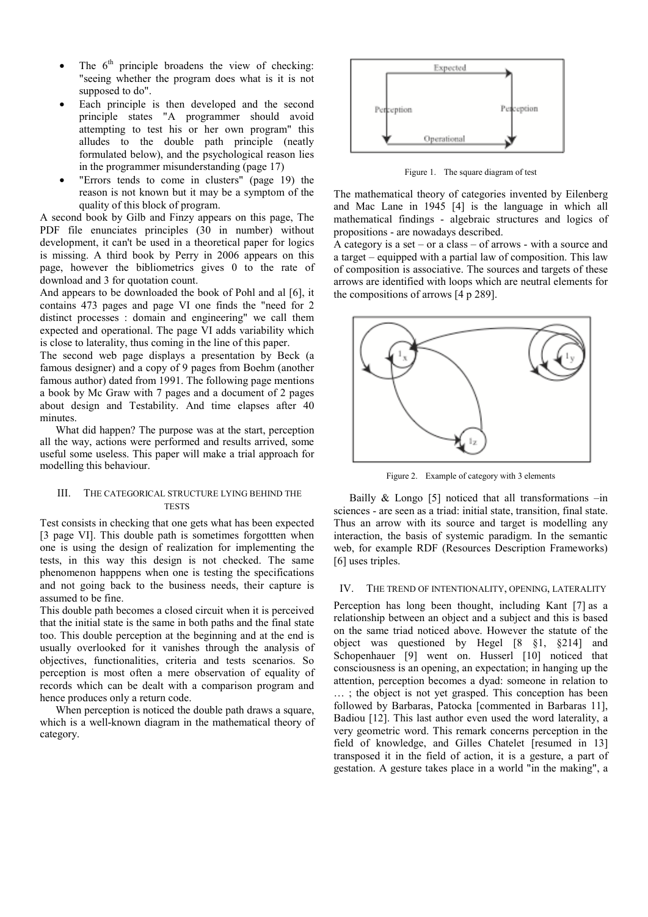- The 6th principle broadens the view of checking: "seeing whether the program does what is it is not supposed to do".
- Each principle is then developed and the second principle states "A programmer should avoid attempting to test his or her own program" this alludes to the double path principle (neatly formulated below), and the psychological reason lies in the programmer misunderstanding (page 17)
- "Errors tends to come in clusters" (page 19) the reason is not known but it may be a symptom of the quality of this block of program.

A second book by Gilb and Finzy appears on this page, The PDF file enunciates principles (30 in number) without development, it can't be used in a theoretical paper for logics is missing. A third book by Perry in 2006 appears on this page, however the bibliometrics gives 0 to the rate of download and 3 for quotation count.

And appears to be downloaded the book of Pohl and al [6], it contains 473 pages and page VI one finds the "need for 2 distinct processes : domain and engineering" we call them expected and operational. The page VI adds variability which is close to laterality, thus coming in the line of this paper.

The second web page displays a presentation by Beck (a famous designer) and a copy of 9 pages from Boehm (another famous author) dated from 1991. The following page mentions a book by Mc Graw with 7 pages and a document of 2 pages about design and Testability. And time elapses after 40 minutes.

What did happen? The purpose was at the start, perception all the way, actions were performed and results arrived, some useful some useless. This paper will make a trial approach for modelling this behaviour.

## III. The categorical structure lying behind the tests

Test consists in checking that one gets what has been expected [3 page VI]. This double path is sometimes forgottten when one is using the design of realization for implementing the tests, in this way this design is not checked. The same phenomenon happpens when one is testing the specifications and not going back to the business needs, their capture is assumed to be fine.

This double path becomes a closed circuit when it is perceived that the initial state is the same in both paths and the final state too. This double perception at the beginning and at the end is usually overlooked for it vanishes through the analysis of objectives, functionalities, criteria and tests scenarios. So perception is most often a mere observation of equality of records which can be dealt with a comparison program and hence produces only a return code.

When perception is noticed the double path draws a square, which is a well-known diagram in the mathematical theory of category.

Figure 1. The square diagram of test

The mathematical theory of categories invented by Eilenberg and Mac Lane in 1945 [4] is the language in which all mathematical findings - algebraic structures and logics of propositions - are nowadays described.

A category is a set – or a class – of arrows - with a source and a target – equipped with a partial law of composition. This law of composition is associative. The sources and targets of these arrows are identified with loops which are neutral elements for the compositions of arrows [4 p 289].

Figure 2. Example of category with 3 elements

Bailly & Longo [5] noticed that all transformations –in sciences - are seen as a triad: initial state, transition, final state. Thus an arrow with its source and target is modelling any interaction, the basis of systemic paradigm. In the semantic web, for example RDF (Resources Description Frameworks) [6] uses triples.

## IV. The trend of intentionality, opening, laterality

Perception has long been thought, including Kant [7] as a relationship between an object and a subject and this is based on the same triad noticed above. However the statute of the object was questioned by Hegel [8 §1, §214] and Schopenhauer [9] went on. Husserl [10] noticed that consciousness is an opening, an expectation; in hanging up the attention, perception becomes a dyad: someone in relation to … ; the object is not yet grasped. This conception has been followed by Barbaras, Patocka [commented in Barbaras 11], Badiou [12]. This last author even used the word laterality, a very geometric word. This remark concerns perception in the field of knowledge, and Gilles Chatelet [resumed in 13] transposed it in the field of action, it is a gesture, a part of gestation. A gesture takes place in a world "in the making", a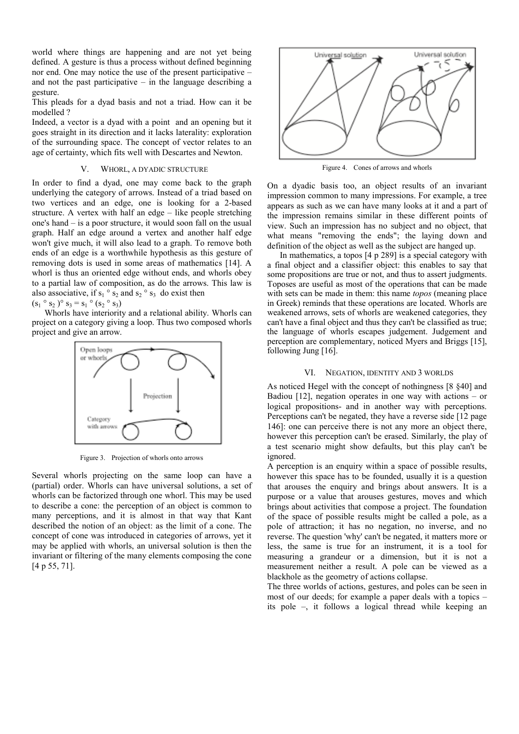world where things are happening and are not yet being defined. A gesture is thus a process without defined beginning nor end. One may notice the use of the present participative – and not the past participative – in the language describing a gesture.

This pleads for a dyad basis and not a triad. How can it be modelled ?

Indeed, a vector is a dyad with a point and an opening but it goes straight in its direction and it lacks laterality: exploration of the surrounding space. The concept of vector relates to an age of certainty, which fits well with Descartes and Newton.

## V. Whorl, a dyadic structure

In order to find a dyad, one may come back to the graph underlying the category of arrows. Instead of a triad based on two vertices and an edge, one is looking for a 2-based structure. A vertex with half an edge – like people stretching one's hand – is a poor structure, it would soon fall on the usual graph. Half an edge around a vertex and another half edge won't give much, it will also lead to a graph. To remove both ends of an edge is a worthwhile hypothesis as this gesture of removing dots is used in some areas of mathematics [14]. A whorl is thus an oriented edge without ends, and whorls obey to a partial law of composition, as do the arrows. This law is also associative, if $s_1 \circ s_2$ and $s_2 \circ s_3$ do exist then

$(s_1 \circ s_2) \circ s_3 = s_1 \circ (s_2 \circ s_3)$

Whorls have interiority and a relational ability. Whorls can project on a category giving a loop. Thus two composed whorls project and give an arrow.

Figure 3. Projection of whorls onto arrows

Several whorls projecting on the same loop can have a (partial) order. Whorls can have universal solutions, a set of whorls can be factorized through one whorl. This may be used to describe a cone: the perception of an object is common to many perceptions, and it is almost in that way that Kant described the notion of an object: as the limit of a cone. The concept of cone was introduced in categories of arrows, yet it may be applied with whorls, an universal solution is then the invariant or filtering of the many elements composing the cone [4 p 55, 71].

Figure 4. Cones of arrows and whorls

On a dyadic basis too, an object results of an invariant impression common to many impressions. For example, a tree appears as such as we can have many looks at it and a part of the impression remains similar in these different points of view. Such an impression has no subject and no object, that what means "removing the ends"; the laying down and definition of the object as well as the subject are hanged up.

In mathematics, a topos [4 p 289] is a special category with a final object and a classifier object: this enables to say that some propositions are true or not, and thus to assert judgments. Toposes are useful as most of the operations that can be made with sets can be made in them: this name *topos* (meaning place in Greek) reminds that these operations are located. Whorls are weakened arrows, sets of whorls are weakened categories, they can't have a final object and thus they can't be classified as true; the language of whorls escapes judgement. Judgement and perception are complementary, noticed Myers and Briggs [15], following Jung [16].

## VI. Negation, identity and 3 worlds

As noticed Hegel with the concept of nothingness [8 §40] and Badiou [12], negation operates in one way with actions – or logical propositions- and in another way with perceptions. Perceptions can't be negated, they have a reverse side [12 page 146]: one can perceive there is not any more an object there, however this perception can't be erased. Similarly, the play of a test scenario might show defaults, but this play can't be ignored.

A perception is an enquiry within a space of possible results, however this space has to be founded, usually it is a question that arouses the enquiry and brings about answers. It is a purpose or a value that arouses gestures, moves and which brings about activities that compose a project. The foundation of the space of possible results might be called a pole, as a pole of attraction; it has no negation, no inverse, and no reverse. The question 'why' can't be negated, it matters more or less, the same is true for an instrument, it is a tool for measuring a grandeur or a dimension, but it is not a measurement neither a result. A pole can be viewed as a blackhole as the geometry of actions collapse.

The three worlds of actions, gestures, and poles can be seen in most of our deeds; for example a paper deals with a topics – its pole –, it follows a logical thread while keeping an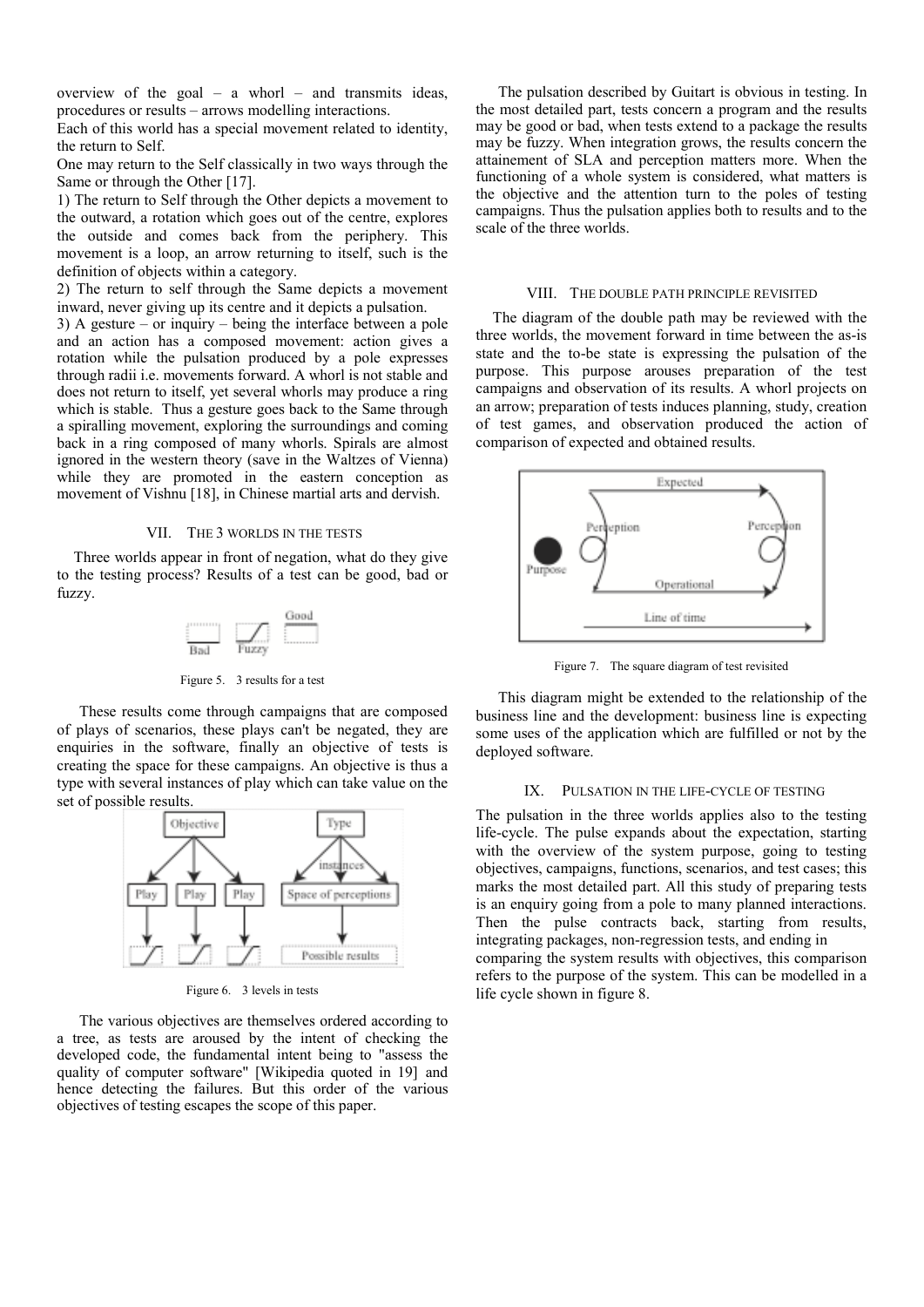overview of the goal – a whorl – and transmits ideas, procedures or results – arrows modelling interactions.

Each of this world has a special movement related to identity, the return to Self.

One may return to the Self classically in two ways through the Same or through the Other [17].

1) The return to Self through the Other depicts a movement to the outward, a rotation which goes out of the centre, explores the outside and comes back from the periphery. This movement is a loop, an arrow returning to itself, such is the definition of objects within a category.

2) The return to self through the Same depicts a movement inward, never giving up its centre and it depicts a pulsation.

3) A gesture – or inquiry – being the interface between a pole and an action has a composed movement: action gives a rotation while the pulsation produced by a pole expresses through radii i.e. movements forward. A whorl is not stable and does not return to itself, yet several whorls may produce a ring which is stable. Thus a gesture goes back to the Same through a spiralling movement, exploring the surroundings and coming back in a ring composed of many whorls. Spirals are almost ignored in the western theory (save in the Waltzes of Vienna) while they are promoted in the eastern conception as movement of Vishnu [18], in Chinese martial arts and dervish.

## VII. The 3 worlds in the tests

Three worlds appear in front of negation, what do they give to the testing process? Results of a test can be good, bad or fuzzy.

Figure 5. 3 results for a test

These results come through campaigns that are composed of plays of scenarios, these plays can't be negated, they are enquiries in the software, finally an objective of tests is creating the space for these campaigns. An objective is thus a type with several instances of play which can take value on the set of possible results.

Figure 6. 3 levels in tests

The various objectives are themselves ordered according to a tree, as tests are aroused by the intent of checking the developed code, the fundamental intent being to "assess the quality of computer software" [Wikipedia quoted in 19] and hence detecting the failures. But this order of the various objectives of testing escapes the scope of this paper.

The pulsation described by Guitart is obvious in testing. In the most detailed part, tests concern a program and the results may be good or bad, when tests extend to a package the results may be fuzzy. When integration grows, the results concern the attainement of SLA and perception matters more. When the functioning of a whole system is considered, what matters is the objective and the attention turn to the poles of testing campaigns. Thus the pulsation applies both to results and to the scale of the three worlds.

## VIII. The double path principle revisited

The diagram of the double path may be reviewed with the three worlds, the movement forward in time between the as-is state and the to-be state is expressing the pulsation of the purpose. This purpose arouses preparation of the test campaigns and observation of its results. A whorl projects on an arrow; preparation of tests induces planning, study, creation of test games, and observation produced the action of comparison of expected and obtained results.

Figure 7. The square diagram of test revisited

This diagram might be extended to the relationship of the business line and the development: business line is expecting some uses of the application which are fulfilled or not by the deployed software.

## IX. Pulsation in the life-cycle of testing

The pulsation in the three worlds applies also to the testing life-cycle. The pulse expands about the expectation, starting with the overview of the system purpose, going to testing objectives, campaigns, functions, scenarios, and test cases; this marks the most detailed part. All this study of preparing tests is an enquiry going from a pole to many planned interactions. Then the pulse contracts back, starting from results, integrating packages, non-regression tests, and ending in comparing the system results with objectives, this comparison refers to the purpose of the system. This can be modelled in a life cycle shown in figure 8.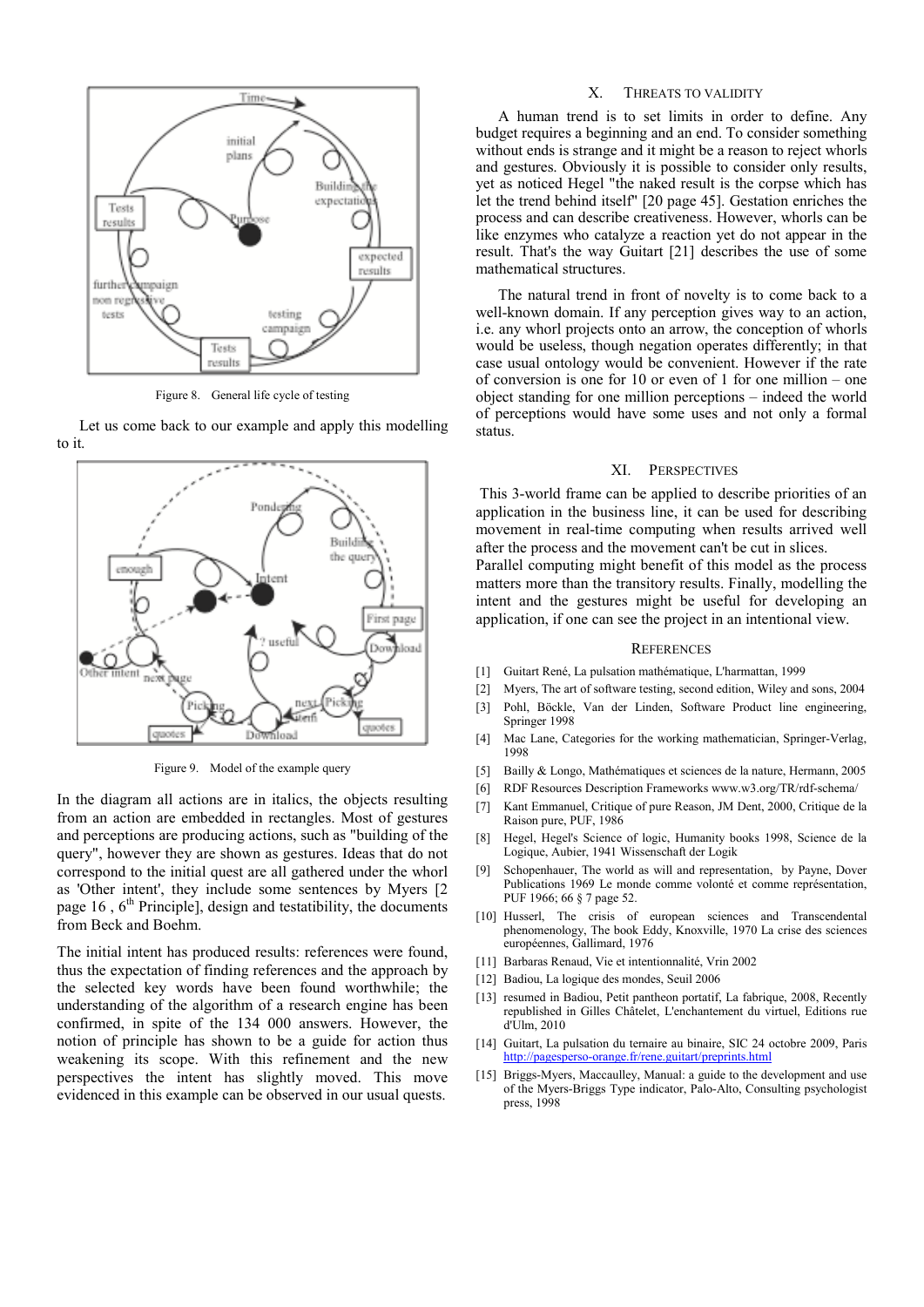Figure 8. General life cycle of testing

Let us come back to our example and apply this modelling to it.

Figure 9. Model of the example query

In the diagram all actions are in italics, the objects resulting from an action are embedded in rectangles. Most of gestures and perceptions are producing actions, such as "building of the query", however they are shown as gestures. Ideas that do not correspond to the initial quest are all gathered under the whorl as 'Other intent', they include some sentences by Myers [2 page 16 , 6th Principle], design and testability, the documents from Beck and Boehm.

The initial intent has produced results: references were found, thus the expectation of finding references and the approach by the selected key words have been found worthwhile; the understanding of the algorithm of a research engine has been confirmed, in spite of the 134 000 answers. However, the notion of principle has shown to be a guide for action thus weakening its scope. With this refinement and the new perspectives the intent has slightly moved. This move evidenced in this example can be observed in our usual quests.

## X. Threats to Validity

A human trend is to set limits in order to define. Any budget requires a beginning and an end. To consider something without ends is strange and it might be a reason to reject whorls and gestures. Obviously it is possible to consider only results, yet as noticed Hegel "the naked result is the corpse which has let the trend behind itself" [20 page 45]. Gestation enriches the process and can describe creativeness. However, whorls can be like enzymes who catalyze a reaction yet do not appear in the result. That's the way Guitart [21] describes the use of some mathematical structures.

The natural trend in front of novelty is to come back to a well-known domain. If any perception gives way to an action, i.e. any whorl projects onto an arrow, the conception of whorls would be useless, though negation operates differently; in that case usual ontology would be convenient. However if the rate of conversion is one for 10 or even of 1 for one million – one object standing for one million perceptions – indeed the world of perceptions would have some uses and not only a formal status.

## XI. Perspectives

This 3-world frame can be applied to describe priorities of an application in the business line, it can be used for describing movement in real-time computing when results arrived well after the process and the movement can't be cut in slices. Parallel computing might benefit of this model as the process matters more than the transitory results. Finally, modelling the intent and the gestures might be useful for developing an application, if one can see the project in an intentional view.

## References

[1] Guitart René, La pulsation mathématique, L'harmattan, 1999

[2] Myers, The art of software testing, second edition, Wiley and sons, 2004

[3] Pohl, Böckle, Van der Linden, Software Product line engineering, Springer 1998

[4] Mac Lane, Categories for the working mathematician, Springer-Verlag, 1998

[5] Bailly & Longo, Mathématiques et sciences de la nature, Hermann, 2005

[6] RDF Resources Description Frameworks www.w3.org/TR/rdf-schema/

[7] Kant Emmanuel, Critique of pure Reason, JM Dent, 2000, Critique de la Raison pure, PUF, 1986

[8] Hegel, Hegel's Science of logic, Humanity books 1998, Science de la Logique, Aubier, 1941 Wissenschaft der Logik

[9] Schopenhauer, The world as will and representation, by Payne, Dover Publications 1969 Le monde comme volonté et comme représentation, PUF 1966; 66 § 7 page 52.

[10] Husserl, The crisis of european sciences and Transcendental phenomenology, The book Eddy, Knoxville, 1970 La crise des sciences européennes, Gallimard, 1976

[11] Barbaras Renaud, Vie et intentionnalité, Vrin 2002

[12] Badiou, La logique des mondes, Seuil 2006

[13] resumed in Badiou, Petit pantheon portatif, La fabrique, 2008, Recently republished in Gilles Châtelet, L'enchantement du virtuel, Editions rue d'Ulm, 2010

[14] Guitart, La pulsation du ternaire au binaire, SIC 24 octobre 2009, Paris http://pagesperso-orange.fr/rene.guitart/preprints.html

[15] Briggs-Myers, Maccaulley, Manual: a guide to the development and use of the Myers-Briggs Type indicator, Palo-Alto, Consulting psychologist press, 1998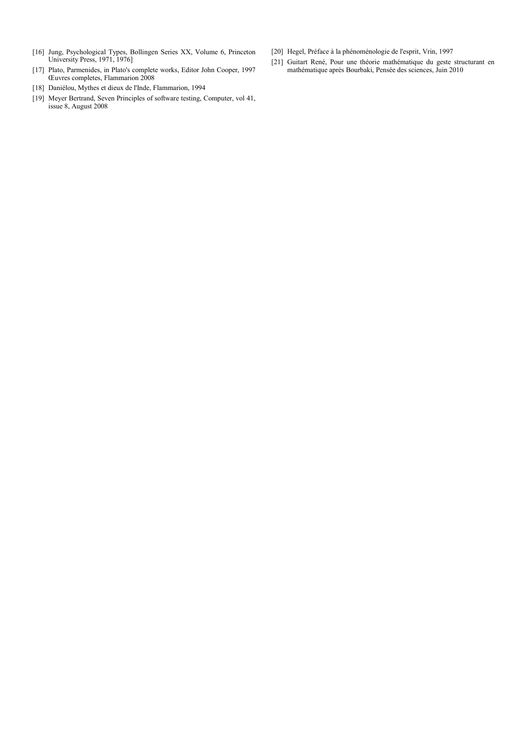[16] Jung, Psychological Types, Bollingen Series XX, Volume 6, Princeton University Press, 1971, 1976]

[17] Plato, Parmenides, in Plato's complete works, Editor John Cooper, 1997 Œuvres completes, Flammarion 2008

[18] Daniélou, Mythes et dieux de l'Inde, Flammarion, 1994

[19] Meyer Bertrand, Seven Principles of software testing, Computer, vol 41, issue 8, August 2008

[20] Hegel, Préface à la phénoménologie de l'esprit, Vrin, 1997

[21] Guitart René, Pour une théorie mathématique du geste structurant en mathématique après Bourbaki, Pensée des sciences, Juin 2010